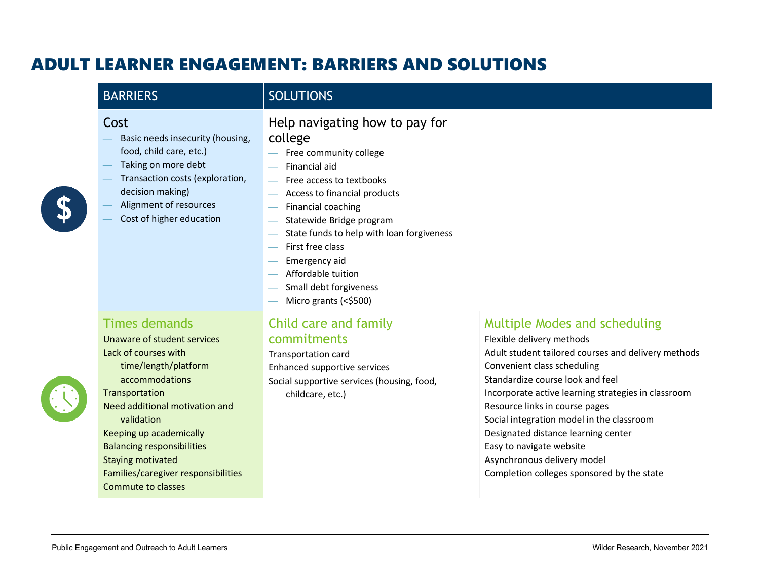# ADULT LEARNER ENGAGEMENT: BARRIERS AND SOLUTIONS

| BARRIERS | SOLUTIONS | |
|---|---|---|
| **Cost**<br>— Basic needs insecurity (housing, food, child care, etc.)<br>— Taking on more debt<br>— Transaction costs (exploration, decision making)<br>— Alignment of resources<br>— Cost of higher education | **Help navigating how to pay for college**<br>— Free community college<br>— Financial aid<br>— Free access to textbooks<br>— Access to financial products<br>— Financial coaching<br>— Statewide Bridge program<br>— State funds to help with loan forgiveness<br>— First free class<br>— Emergency aid<br>— Affordable tuition<br>— Small debt forgiveness<br>— Micro grants (<$500) | |
| **Times demands**<br>Unaware of student services<br>Lack of courses with time/length/platform accommodations<br>Transportation<br>Need additional motivation and validation<br>Keeping up academically<br>Balancing responsibilities<br>Staying motivated<br>Families/caregiver responsibilities<br>Commute to classes | **Child care and family commitments**<br>Transportation card<br>Enhanced supportive services<br>Social supportive services (housing, food, childcare, etc.) | **Multiple Modes and scheduling**<br>Flexible delivery methods<br>Adult student tailored courses and delivery methods<br>Convenient class scheduling<br>Standardize course look and feel<br>Incorporate active learning strategies in classroom<br>Resource links in course pages<br>Social integration model in the classroom<br>Designated distance learning center<br>Easy to navigate website<br>Asynchronous delivery model<br>Completion colleges sponsored by the state |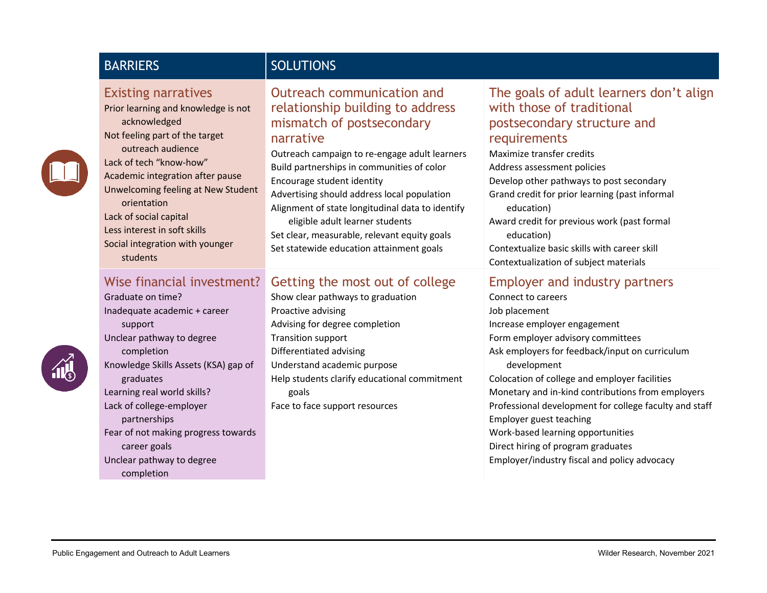| BARRIERS | SOLUTIONS | |
|---|---|---|
| **Existing narratives**<br>Prior learning and knowledge is not acknowledged<br>Not feeling part of the target outreach audience<br>Lack of tech "know-how"<br>Academic integration after pause<br>Unwelcoming feeling at New Student orientation<br>Lack of social capital<br>Less interest in soft skills<br>Social integration with younger students | **Outreach communication and relationship building to address mismatch of postsecondary narrative**<br>Outreach campaign to re-engage adult learners<br>Build partnerships in communities of color<br>Encourage student identity<br>Advertising should address local population<br>Alignment of state longitudinal data to identify eligible adult learner students<br>Set clear, measurable, relevant equity goals<br>Set statewide education attainment goals | **The goals of adult learners don't align with those of traditional postsecondary structure and requirements**<br>Maximize transfer credits<br>Address assessment policies<br>Develop other pathways to post secondary<br>Grand credit for prior learning (past informal education)<br>Award credit for previous work (past formal education)<br>Contextualize basic skills with career skill<br>Contextualization of subject materials |
| **Wise financial investment?**<br>Graduate on time?<br>Inadequate academic + career support<br>Unclear pathway to degree completion<br>Knowledge Skills Assets (KSA) gap of graduates<br>Learning real world skills?<br>Lack of college-employer partnerships<br>Fear of not making progress towards career goals<br>Unclear pathway to degree completion | **Getting the most out of college**<br>Show clear pathways to graduation<br>Proactive advising<br>Advising for degree completion<br>Transition support<br>Differentiated advising<br>Understand academic purpose<br>Help students clarify educational commitment goals<br>Face to face support resources | **Employer and industry partners**<br>Connect to careers<br>Job placement<br>Increase employer engagement<br>Form employer advisory committees<br>Ask employers for feedback/input on curriculum development<br>Colocation of college and employer facilities<br>Monetary and in-kind contributions from employers<br>Professional development for college faculty and staff<br>Employer guest teaching<br>Work-based learning opportunities<br>Direct hiring of program graduates<br>Employer/industry fiscal and policy advocacy |